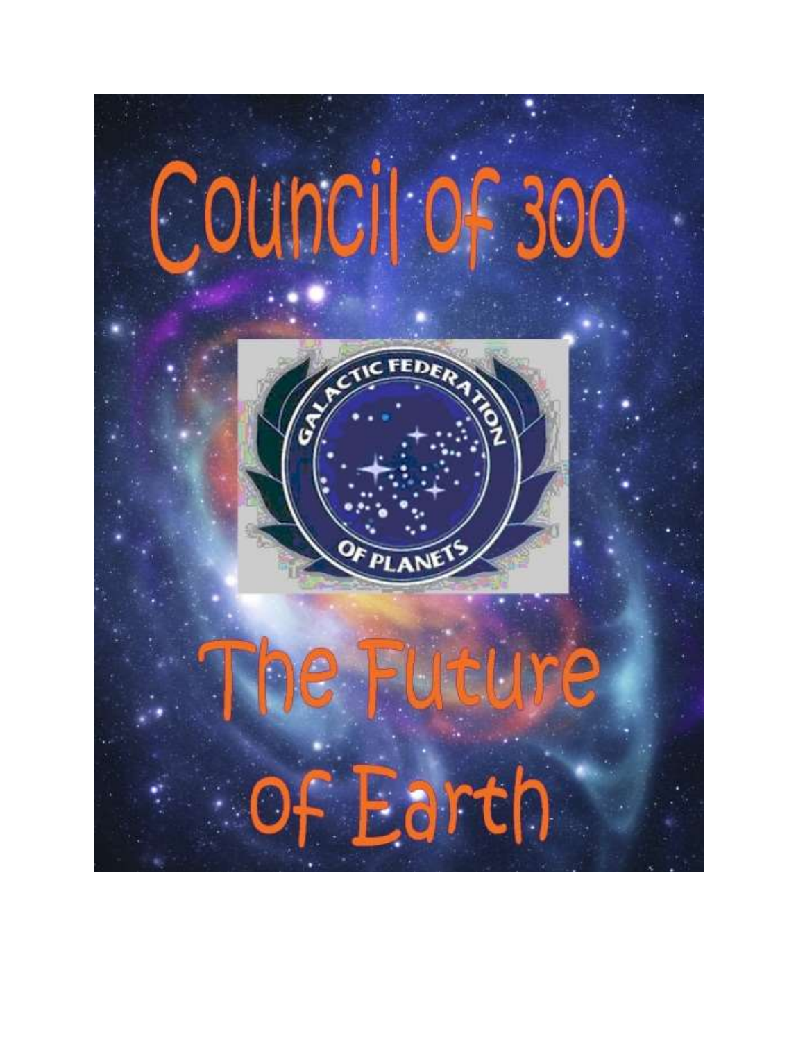# Council of 300

GALACTIC FEDERATION OF PLANETS

# The Future of Earth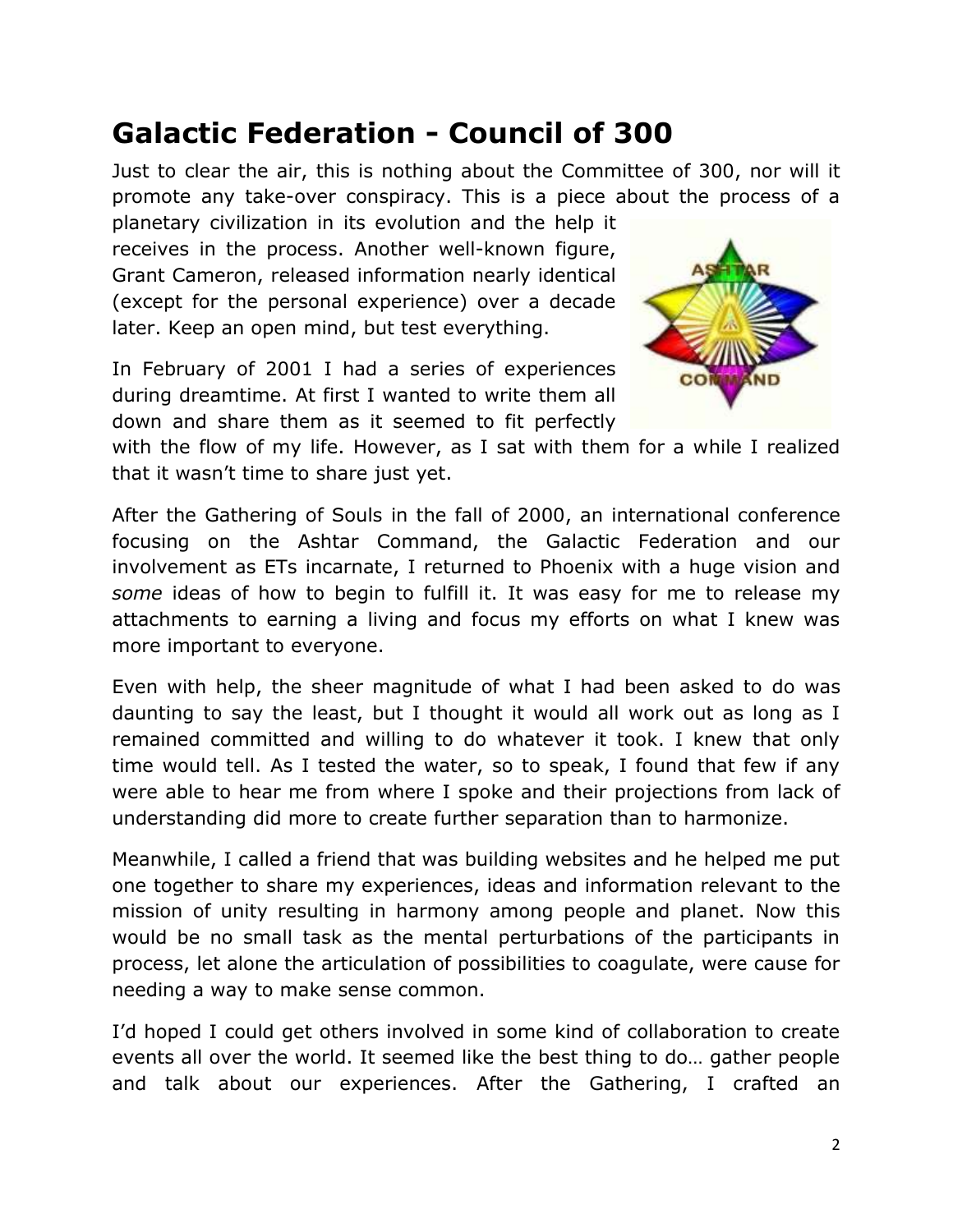# Galactic Federation - Council of 300

Just to clear the air, this is nothing about the Committee of 300, nor will it promote any take-over conspiracy. This is a piece about the process of a planetary civilization in its evolution and the help it receives in the process. Another well-known figure, Grant Cameron, released information nearly identical (except for the personal experience) over a decade later. Keep an open mind, but test everything.

In February of 2001 I had a series of experiences during dreamtime. At first I wanted to write them all down and share them as it seemed to fit perfectly with the flow of my life. However, as I sat with them for a while I realized that it wasn't time to share just yet.

After the Gathering of Souls in the fall of 2000, an international conference focusing on the Ashtar Command, the Galactic Federation and our involvement as ETs incarnate, I returned to Phoenix with a huge vision and *some* ideas of how to begin to fulfill it. It was easy for me to release my attachments to earning a living and focus my efforts on what I knew was more important to everyone.

Even with help, the sheer magnitude of what I had been asked to do was daunting to say the least, but I thought it would all work out as long as I remained committed and willing to do whatever it took. I knew that only time would tell. As I tested the water, so to speak, I found that few if any were able to hear me from where I spoke and their projections from lack of understanding did more to create further separation than to harmonize.

Meanwhile, I called a friend that was building websites and he helped me put one together to share my experiences, ideas and information relevant to the mission of unity resulting in harmony among people and planet. Now this would be no small task as the mental perturbations of the participants in process, let alone the articulation of possibilities to coagulate, were cause for needing a way to make sense common.

I'd hoped I could get others involved in some kind of collaboration to create events all over the world. It seemed like the best thing to do… gather people and talk about our experiences. After the Gathering, I crafted an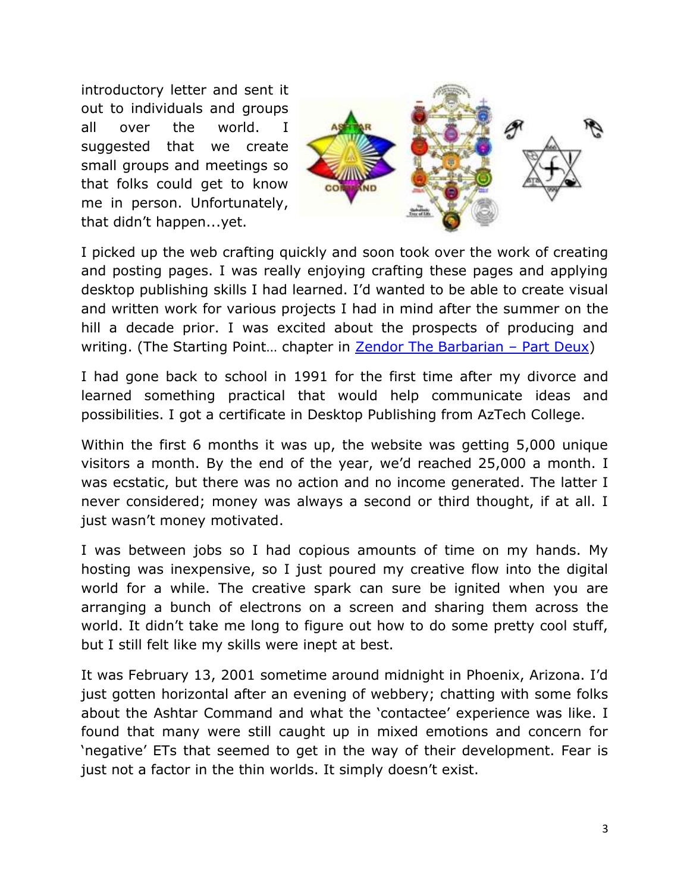introductory letter and sent it out to individuals and groups all over the world. I suggested that we create small groups and meetings so that folks could get to know me in person. Unfortunately, that didn't happen...yet.

I picked up the web crafting quickly and soon took over the work of creating and posting pages. I was really enjoying crafting these pages and applying desktop publishing skills I had learned. I'd wanted to be able to create visual and written work for various projects I had in mind after the summer on the hill a decade prior. I was excited about the prospects of producing and writing. (The Starting Point… chapter in Zendor The Barbarian – Part Deux)

I had gone back to school in 1991 for the first time after my divorce and learned something practical that would help communicate ideas and possibilities. I got a certificate in Desktop Publishing from AzTech College.

Within the first 6 months it was up, the website was getting 5,000 unique visitors a month. By the end of the year, we'd reached 25,000 a month. I was ecstatic, but there was no action and no income generated. The latter I never considered; money was always a second or third thought, if at all. I just wasn't money motivated.

I was between jobs so I had copious amounts of time on my hands. My hosting was inexpensive, so I just poured my creative flow into the digital world for a while. The creative spark can sure be ignited when you are arranging a bunch of electrons on a screen and sharing them across the world. It didn't take me long to figure out how to do some pretty cool stuff, but I still felt like my skills were inept at best.

It was February 13, 2001 sometime around midnight in Phoenix, Arizona. I'd just gotten horizontal after an evening of webbery; chatting with some folks about the Ashtar Command and what the 'contactee' experience was like. I found that many were still caught up in mixed emotions and concern for 'negative' ETs that seemed to get in the way of their development. Fear is just not a factor in the thin worlds. It simply doesn't exist.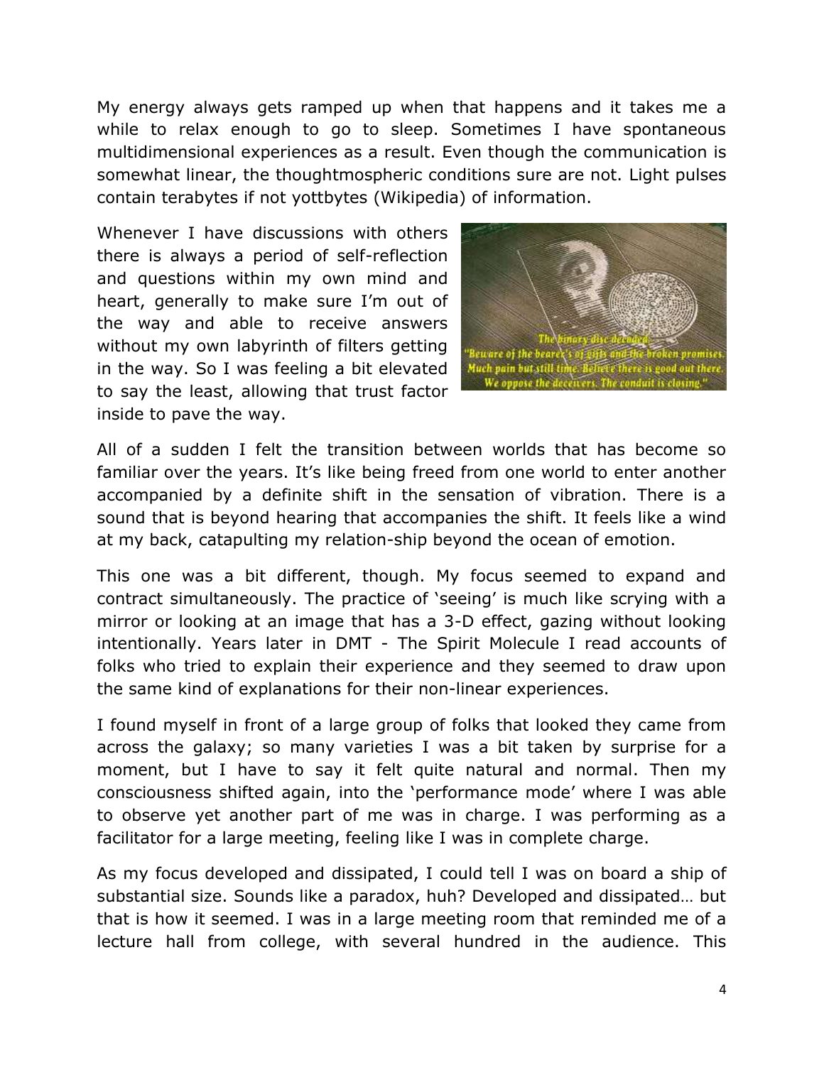My energy always gets ramped up when that happens and it takes me a while to relax enough to go to sleep. Sometimes I have spontaneous multidimensional experiences as a result. Even though the communication is somewhat linear, the thoughtmospheric conditions sure are not. Light pulses contain terabytes if not yottbytes (Wikipedia) of information.

Whenever I have discussions with others there is always a period of self-reflection and questions within my own mind and heart, generally to make sure I'm out of the way and able to receive answers without my own labyrinth of filters getting in the way. So I was feeling a bit elevated to say the least, allowing that trust factor inside to pave the way.

All of a sudden I felt the transition between worlds that has become so familiar over the years. It's like being freed from one world to enter another accompanied by a definite shift in the sensation of vibration. There is a sound that is beyond hearing that accompanies the shift. It feels like a wind at my back, catapulting my relation-ship beyond the ocean of emotion.

This one was a bit different, though. My focus seemed to expand and contract simultaneously. The practice of 'seeing' is much like scrying with a mirror or looking at an image that has a 3-D effect, gazing without looking intentionally. Years later in DMT - The Spirit Molecule I read accounts of folks who tried to explain their experience and they seemed to draw upon the same kind of explanations for their non-linear experiences.

I found myself in front of a large group of folks that looked they came from across the galaxy; so many varieties I was a bit taken by surprise for a moment, but I have to say it felt quite natural and normal. Then my consciousness shifted again, into the 'performance mode' where I was able to observe yet another part of me was in charge. I was performing as a facilitator for a large meeting, feeling like I was in complete charge.

As my focus developed and dissipated, I could tell I was on board a ship of substantial size. Sounds like a paradox, huh? Developed and dissipated… but that is how it seemed. I was in a large meeting room that reminded me of a lecture hall from college, with several hundred in the audience. This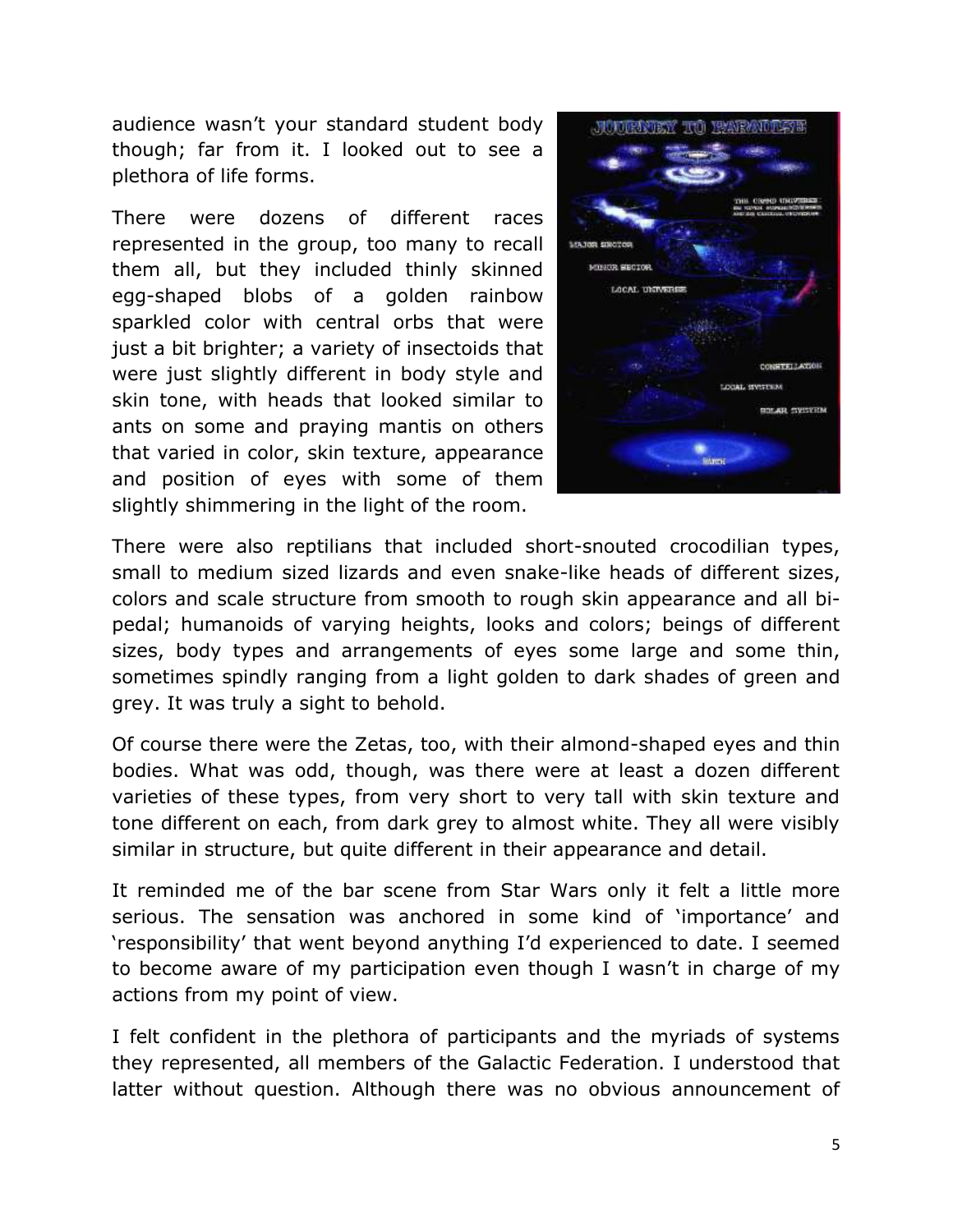audience wasn't your standard student body though; far from it. I looked out to see a plethora of life forms.

There were dozens of different races represented in the group, too many to recall them all, but they included thinly skinned egg-shaped blobs of a golden rainbow sparkled color with central orbs that were just a bit brighter; a variety of insectoids that were just slightly different in body style and skin tone, with heads that looked similar to ants on some and praying mantis on others that varied in color, skin texture, appearance and position of eyes with some of them slightly shimmering in the light of the room.

There were also reptilians that included short-snouted crocodilian types, small to medium sized lizards and even snake-like heads of different sizes, colors and scale structure from smooth to rough skin appearance and all bi-pedal; humanoids of varying heights, looks and colors; beings of different sizes, body types and arrangements of eyes some large and some thin, sometimes spindly ranging from a light golden to dark shades of green and grey. It was truly a sight to behold.

Of course there were the Zetas, too, with their almond-shaped eyes and thin bodies. What was odd, though, was there were at least a dozen different varieties of these types, from very short to very tall with skin texture and tone different on each, from dark grey to almost white. They all were visibly similar in structure, but quite different in their appearance and detail.

It reminded me of the bar scene from Star Wars only it felt a little more serious. The sensation was anchored in some kind of 'importance' and 'responsibility' that went beyond anything I'd experienced to date. I seemed to become aware of my participation even though I wasn't in charge of my actions from my point of view.

I felt confident in the plethora of participants and the myriads of systems they represented, all members of the Galactic Federation. I understood that latter without question. Although there was no obvious announcement of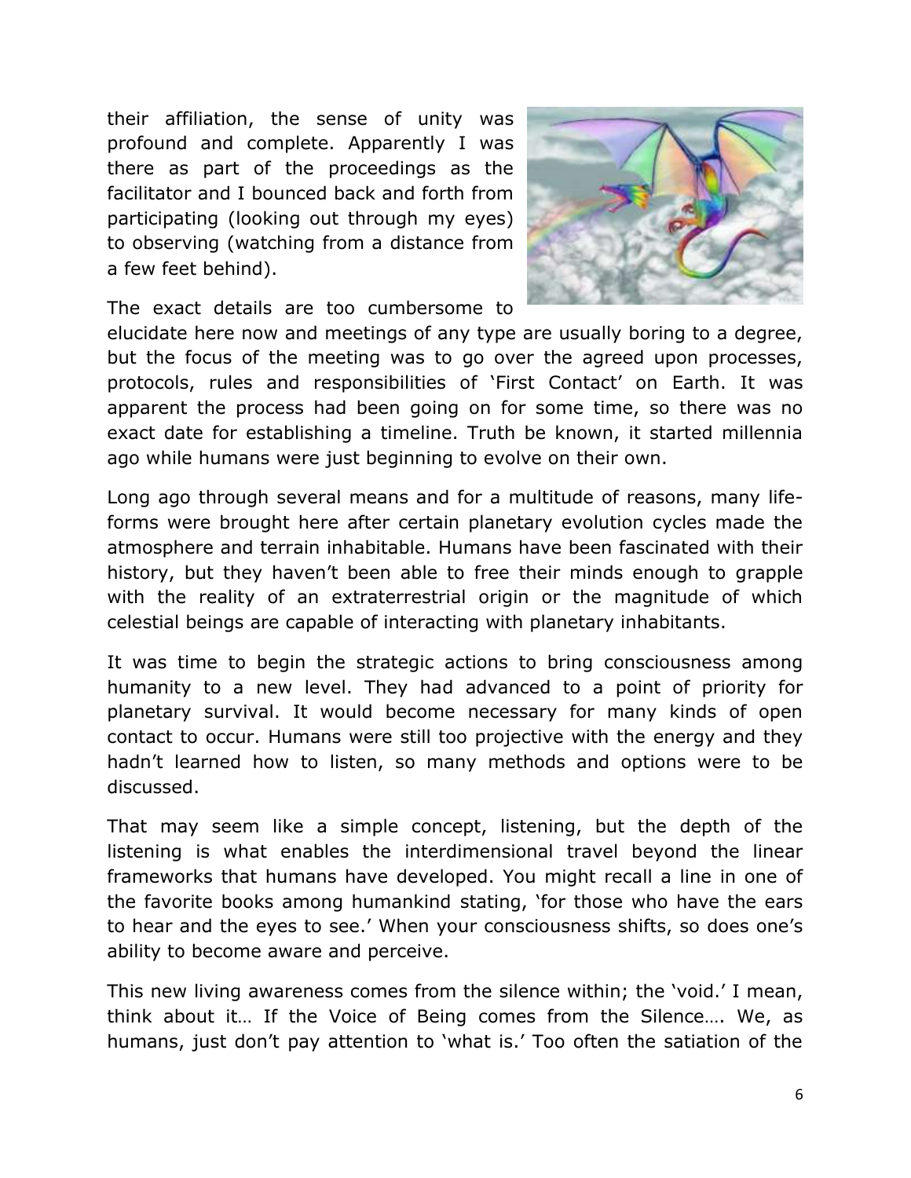their affiliation, the sense of unity was profound and complete. Apparently I was there as part of the proceedings as the facilitator and I bounced back and forth from participating (looking out through my eyes) to observing (watching from a distance from a few feet behind).

The exact details are too cumbersome to elucidate here now and meetings of any type are usually boring to a degree, but the focus of the meeting was to go over the agreed upon processes, protocols, rules and responsibilities of 'First Contact' on Earth. It was apparent the process had been going on for some time, so there was no exact date for establishing a timeline. Truth be known, it started millennia ago while humans were just beginning to evolve on their own.

Long ago through several means and for a multitude of reasons, many life-forms were brought here after certain planetary evolution cycles made the atmosphere and terrain inhabitable. Humans have been fascinated with their history, but they haven't been able to free their minds enough to grapple with the reality of an extraterrestrial origin or the magnitude of which celestial beings are capable of interacting with planetary inhabitants.

It was time to begin the strategic actions to bring consciousness among humanity to a new level. They had advanced to a point of priority for planetary survival. It would become necessary for many kinds of open contact to occur. Humans were still too projective with the energy and they hadn't learned how to listen, so many methods and options were to be discussed.

That may seem like a simple concept, listening, but the depth of the listening is what enables the interdimensional travel beyond the linear frameworks that humans have developed. You might recall a line in one of the favorite books among humankind stating, 'for those who have the ears to hear and the eyes to see.' When your consciousness shifts, so does one's ability to become aware and perceive.

This new living awareness comes from the silence within; the 'void.' I mean, think about it… If the Voice of Being comes from the Silence…. We, as humans, just don't pay attention to 'what is.' Too often the satiation of the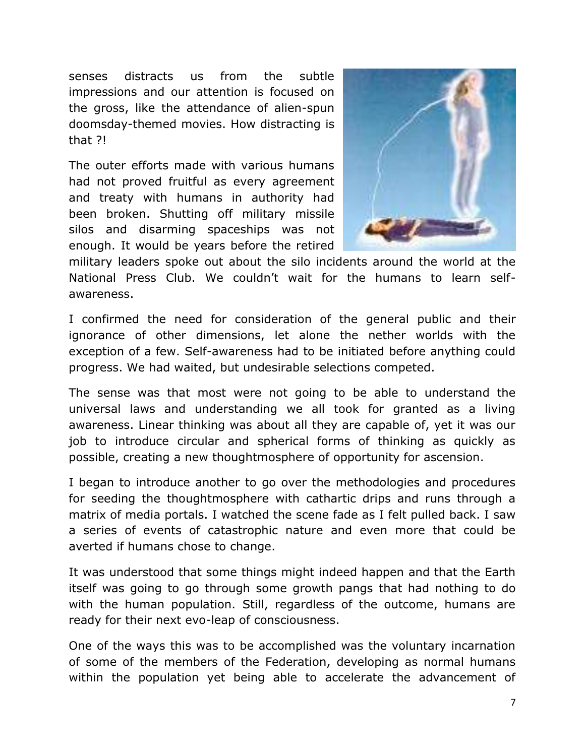senses distracts us from the subtle impressions and our attention is focused on the gross, like the attendance of alien-spun doomsday-themed movies. How distracting is that ?!

The outer efforts made with various humans had not proved fruitful as every agreement and treaty with humans in authority had been broken. Shutting off military missile silos and disarming spaceships was not enough. It would be years before the retired military leaders spoke out about the silo incidents around the world at the National Press Club. We couldn't wait for the humans to learn self-awareness.

I confirmed the need for consideration of the general public and their ignorance of other dimensions, let alone the nether worlds with the exception of a few. Self-awareness had to be initiated before anything could progress. We had waited, but undesirable selections competed.

The sense was that most were not going to be able to understand the universal laws and understanding we all took for granted as a living awareness. Linear thinking was about all they are capable of, yet it was our job to introduce circular and spherical forms of thinking as quickly as possible, creating a new thoughtmosphere of opportunity for ascension.

I began to introduce another to go over the methodologies and procedures for seeding the thoughtmosphere with cathartic drips and runs through a matrix of media portals. I watched the scene fade as I felt pulled back. I saw a series of events of catastrophic nature and even more that could be averted if humans chose to change.

It was understood that some things might indeed happen and that the Earth itself was going to go through some growth pangs that had nothing to do with the human population. Still, regardless of the outcome, humans are ready for their next evo-leap of consciousness.

One of the ways this was to be accomplished was the voluntary incarnation of some of the members of the Federation, developing as normal humans within the population yet being able to accelerate the advancement of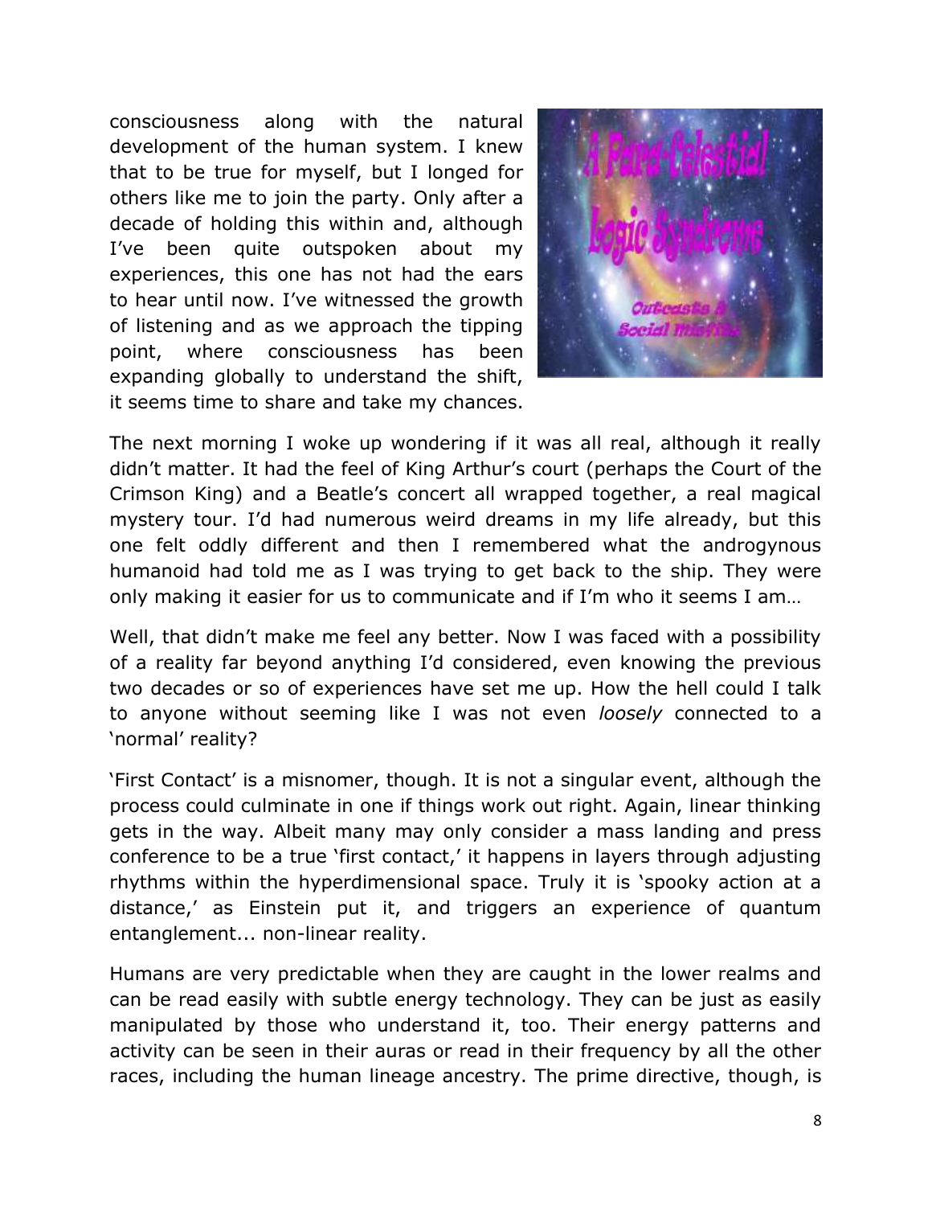consciousness along with the natural development of the human system. I knew that to be true for myself, but I longed for others like me to join the party. Only after a decade of holding this within and, although I've been quite outspoken about my experiences, this one has not had the ears to hear until now. I've witnessed the growth of listening and as we approach the tipping point, where consciousness has been expanding globally to understand the shift, it seems time to share and take my chances.

The next morning I woke up wondering if it was all real, although it really didn't matter. It had the feel of King Arthur's court (perhaps the Court of the Crimson King) and a Beatle's concert all wrapped together, a real magical mystery tour. I'd had numerous weird dreams in my life already, but this one felt oddly different and then I remembered what the androgynous humanoid had told me as I was trying to get back to the ship. They were only making it easier for us to communicate and if I'm who it seems I am…

Well, that didn't make me feel any better. Now I was faced with a possibility of a reality far beyond anything I'd considered, even knowing the previous two decades or so of experiences have set me up. How the hell could I talk to anyone without seeming like I was not even *loosely* connected to a 'normal' reality?

'First Contact' is a misnomer, though. It is not a singular event, although the process could culminate in one if things work out right. Again, linear thinking gets in the way. Albeit many may only consider a mass landing and press conference to be a true 'first contact,' it happens in layers through adjusting rhythms within the hyperdimensional space. Truly it is 'spooky action at a distance,' as Einstein put it, and triggers an experience of quantum entanglement... non-linear reality.

Humans are very predictable when they are caught in the lower realms and can be read easily with subtle energy technology. They can be just as easily manipulated by those who understand it, too. Their energy patterns and activity can be seen in their auras or read in their frequency by all the other races, including the human lineage ancestry. The prime directive, though, is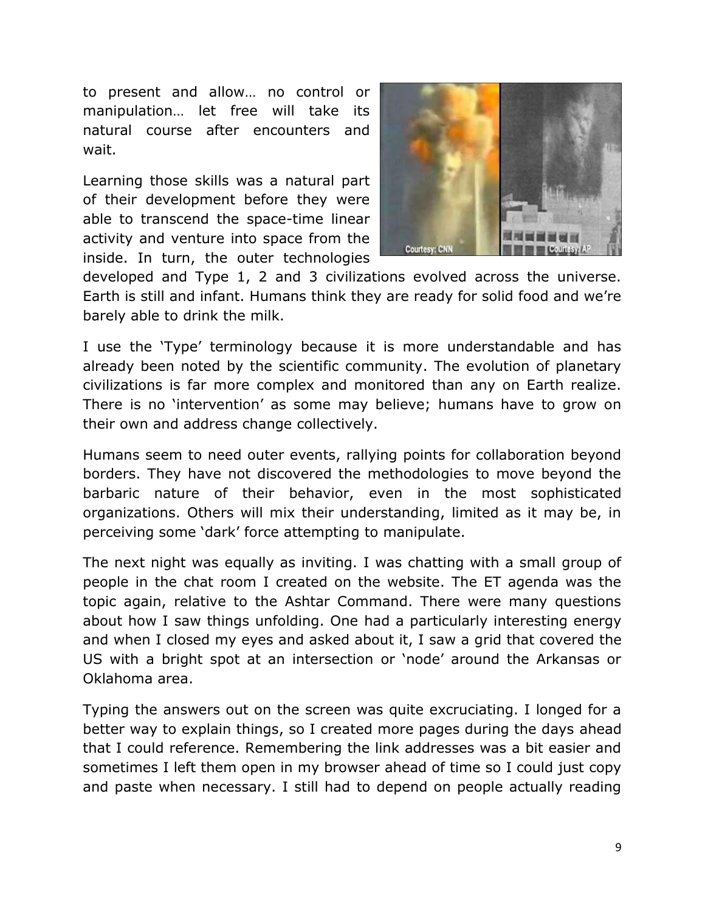to present and allow… no control or manipulation… let free will take its natural course after encounters and wait.

Learning those skills was a natural part of their development before they were able to transcend the space-time linear activity and venture into space from the inside. In turn, the outer technologies developed and Type 1, 2 and 3 civilizations evolved across the universe. Earth is still and infant. Humans think they are ready for solid food and we're barely able to drink the milk.

I use the 'Type' terminology because it is more understandable and has already been noted by the scientific community. The evolution of planetary civilizations is far more complex and monitored than any on Earth realize. There is no 'intervention' as some may believe; humans have to grow on their own and address change collectively.

Humans seem to need outer events, rallying points for collaboration beyond borders. They have not discovered the methodologies to move beyond the barbaric nature of their behavior, even in the most sophisticated organizations. Others will mix their understanding, limited as it may be, in perceiving some 'dark' force attempting to manipulate.

The next night was equally as inviting. I was chatting with a small group of people in the chat room I created on the website. The ET agenda was the topic again, relative to the Ashtar Command. There were many questions about how I saw things unfolding. One had a particularly interesting energy and when I closed my eyes and asked about it, I saw a grid that covered the US with a bright spot at an intersection or 'node' around the Arkansas or Oklahoma area.

Typing the answers out on the screen was quite excruciating. I longed for a better way to explain things, so I created more pages during the days ahead that I could reference. Remembering the link addresses was a bit easier and sometimes I left them open in my browser ahead of time so I could just copy and paste when necessary. I still had to depend on people actually reading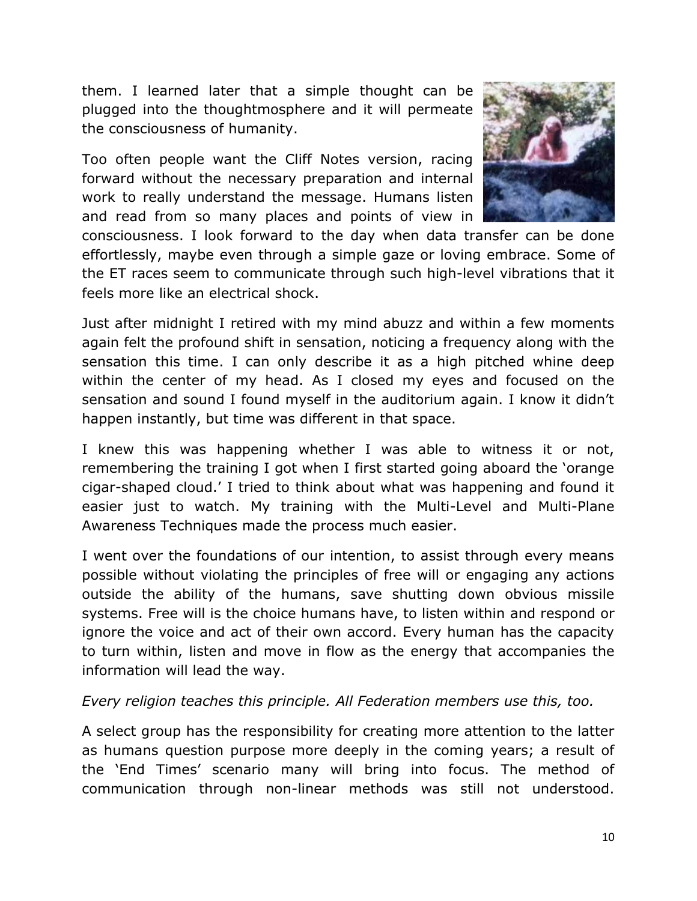them. I learned later that a simple thought can be plugged into the thoughtmosphere and it will permeate the consciousness of humanity.

Too often people want the Cliff Notes version, racing forward without the necessary preparation and internal work to really understand the message. Humans listen and read from so many places and points of view in consciousness. I look forward to the day when data transfer can be done effortlessly, maybe even through a simple gaze or loving embrace. Some of the ET races seem to communicate through such high-level vibrations that it feels more like an electrical shock.

Just after midnight I retired with my mind abuzz and within a few moments again felt the profound shift in sensation, noticing a frequency along with the sensation this time. I can only describe it as a high pitched whine deep within the center of my head. As I closed my eyes and focused on the sensation and sound I found myself in the auditorium again. I know it didn't happen instantly, but time was different in that space.

I knew this was happening whether I was able to witness it or not, remembering the training I got when I first started going aboard the 'orange cigar-shaped cloud.' I tried to think about what was happening and found it easier just to watch. My training with the Multi-Level and Multi-Plane Awareness Techniques made the process much easier.

I went over the foundations of our intention, to assist through every means possible without violating the principles of free will or engaging any actions outside the ability of the humans, save shutting down obvious missile systems. Free will is the choice humans have, to listen within and respond or ignore the voice and act of their own accord. Every human has the capacity to turn within, listen and move in flow as the energy that accompanies the information will lead the way.

*Every religion teaches this principle. All Federation members use this, too.*

A select group has the responsibility for creating more attention to the latter as humans question purpose more deeply in the coming years; a result of the 'End Times' scenario many will bring into focus. The method of communication through non-linear methods was still not understood.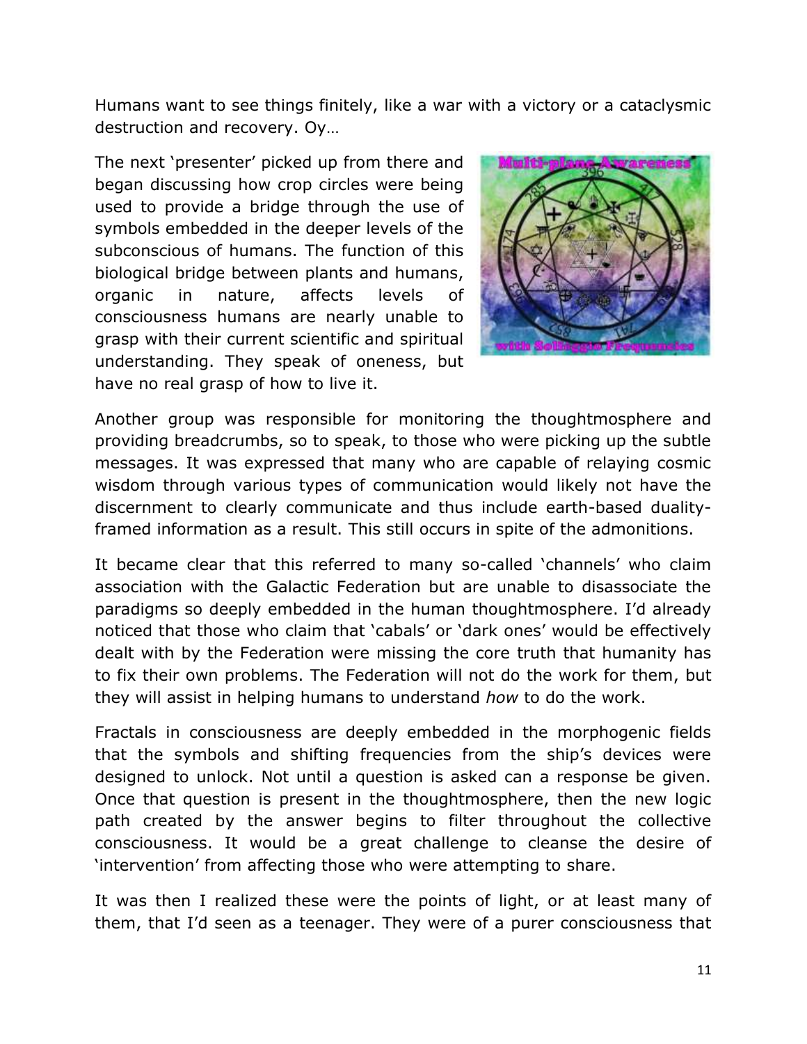Humans want to see things finitely, like a war with a victory or a cataclysmic destruction and recovery. Oy…

The next 'presenter' picked up from there and began discussing how crop circles were being used to provide a bridge through the use of symbols embedded in the deeper levels of the subconscious of humans. The function of this biological bridge between plants and humans, organic in nature, affects levels of consciousness humans are nearly unable to grasp with their current scientific and spiritual understanding. They speak of oneness, but have no real grasp of how to live it.

Another group was responsible for monitoring the thoughtmosphere and providing breadcrumbs, so to speak, to those who were picking up the subtle messages. It was expressed that many who are capable of relaying cosmic wisdom through various types of communication would likely not have the discernment to clearly communicate and thus include earth-based duality-framed information as a result. This still occurs in spite of the admonitions.

It became clear that this referred to many so-called 'channels' who claim association with the Galactic Federation but are unable to disassociate the paradigms so deeply embedded in the human thoughtmosphere. I'd already noticed that those who claim that 'cabals' or 'dark ones' would be effectively dealt with by the Federation were missing the core truth that humanity has to fix their own problems. The Federation will not do the work for them, but they will assist in helping humans to understand *how* to do the work.

Fractals in consciousness are deeply embedded in the morphogenic fields that the symbols and shifting frequencies from the ship's devices were designed to unlock. Not until a question is asked can a response be given. Once that question is present in the thoughtmosphere, then the new logic path created by the answer begins to filter throughout the collective consciousness. It would be a great challenge to cleanse the desire of 'intervention' from affecting those who were attempting to share.

It was then I realized these were the points of light, or at least many of them, that I'd seen as a teenager. They were of a purer consciousness that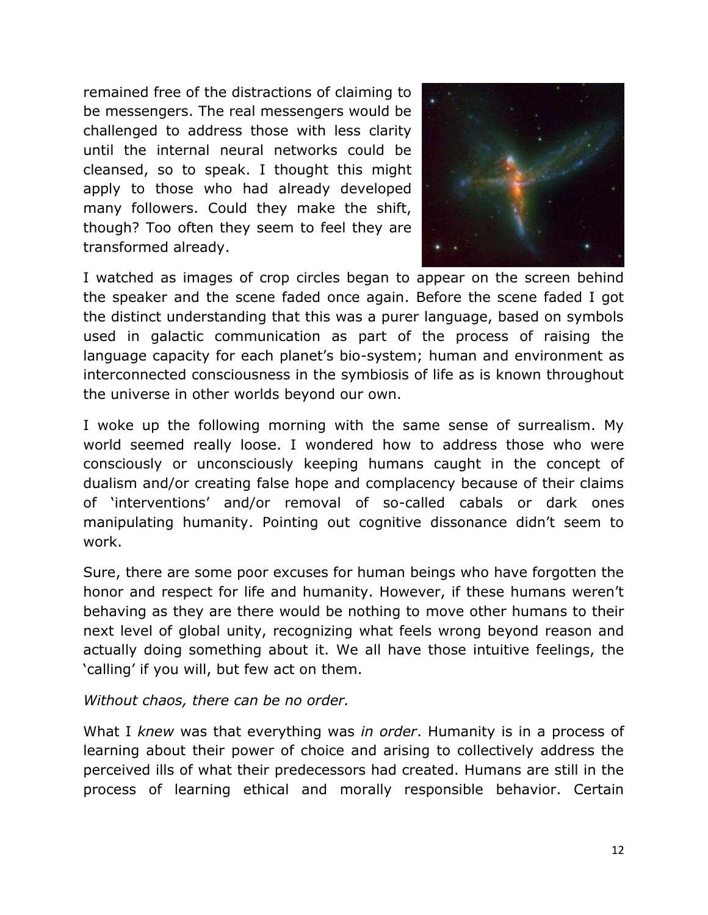remained free of the distractions of claiming to be messengers. The real messengers would be challenged to address those with less clarity until the internal neural networks could be cleansed, so to speak. I thought this might apply to those who had already developed many followers. Could they make the shift, though? Too often they seem to feel they are transformed already.

I watched as images of crop circles began to appear on the screen behind the speaker and the scene faded once again. Before the scene faded I got the distinct understanding that this was a purer language, based on symbols used in galactic communication as part of the process of raising the language capacity for each planet's bio-system; human and environment as interconnected consciousness in the symbiosis of life as is known throughout the universe in other worlds beyond our own.

I woke up the following morning with the same sense of surrealism. My world seemed really loose. I wondered how to address those who were consciously or unconsciously keeping humans caught in the concept of dualism and/or creating false hope and complacency because of their claims of 'interventions' and/or removal of so-called cabals or dark ones manipulating humanity. Pointing out cognitive dissonance didn't seem to work.

Sure, there are some poor excuses for human beings who have forgotten the honor and respect for life and humanity. However, if these humans weren't behaving as they are there would be nothing to move other humans to their next level of global unity, recognizing what feels wrong beyond reason and actually doing something about it. We all have those intuitive feelings, the 'calling' if you will, but few act on them.

*Without chaos, there can be no order.*

What I *knew* was that everything was *in order*. Humanity is in a process of learning about their power of choice and arising to collectively address the perceived ills of what their predecessors had created. Humans are still in the process of learning ethical and morally responsible behavior. Certain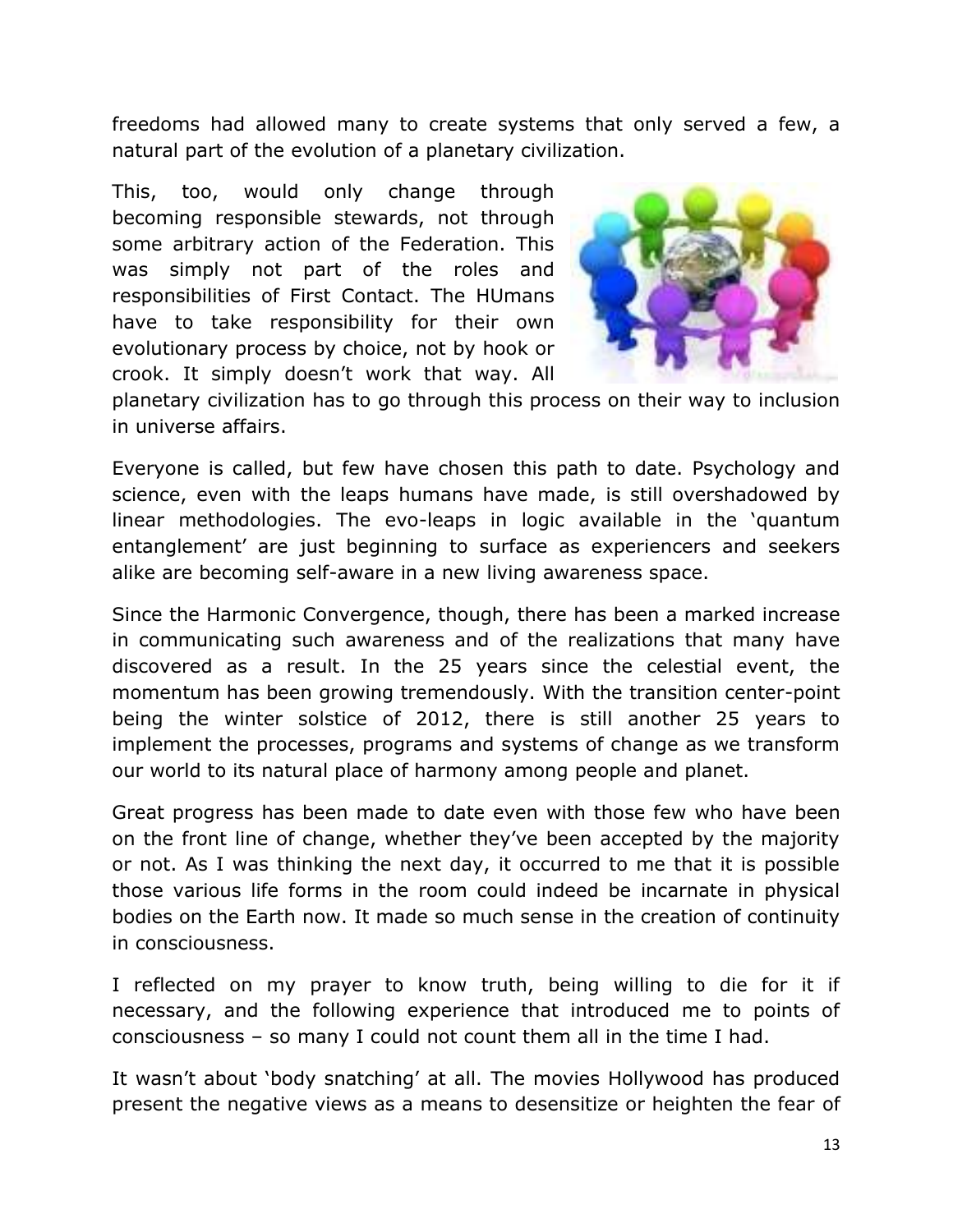freedoms had allowed many to create systems that only served a few, a natural part of the evolution of a planetary civilization.

This, too, would only change through becoming responsible stewards, not through some arbitrary action of the Federation. This was simply not part of the roles and responsibilities of First Contact. The HUmans have to take responsibility for their own evolutionary process by choice, not by hook or crook. It simply doesn't work that way. All planetary civilization has to go through this process on their way to inclusion in universe affairs.

Everyone is called, but few have chosen this path to date. Psychology and science, even with the leaps humans have made, is still overshadowed by linear methodologies. The evo-leaps in logic available in the 'quantum entanglement' are just beginning to surface as experiencers and seekers alike are becoming self-aware in a new living awareness space.

Since the Harmonic Convergence, though, there has been a marked increase in communicating such awareness and of the realizations that many have discovered as a result. In the 25 years since the celestial event, the momentum has been growing tremendously. With the transition center-point being the winter solstice of 2012, there is still another 25 years to implement the processes, programs and systems of change as we transform our world to its natural place of harmony among people and planet.

Great progress has been made to date even with those few who have been on the front line of change, whether they've been accepted by the majority or not. As I was thinking the next day, it occurred to me that it is possible those various life forms in the room could indeed be incarnate in physical bodies on the Earth now. It made so much sense in the creation of continuity in consciousness.

I reflected on my prayer to know truth, being willing to die for it if necessary, and the following experience that introduced me to points of consciousness – so many I could not count them all in the time I had.

It wasn't about 'body snatching' at all. The movies Hollywood has produced present the negative views as a means to desensitize or heighten the fear of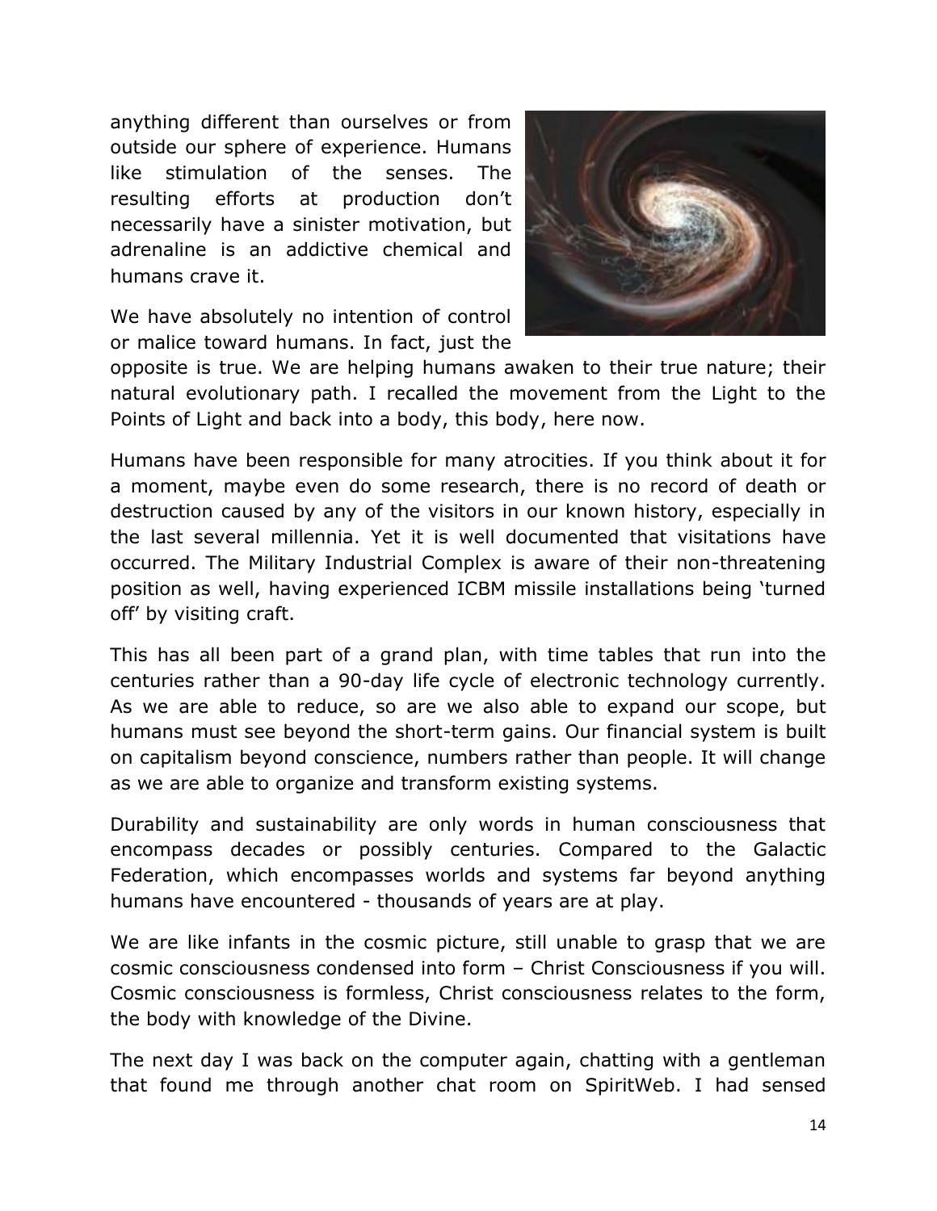anything different than ourselves or from outside our sphere of experience. Humans like stimulation of the senses. The resulting efforts at production don't necessarily have a sinister motivation, but adrenaline is an addictive chemical and humans crave it.

We have absolutely no intention of control or malice toward humans. In fact, just the opposite is true. We are helping humans awaken to their true nature; their natural evolutionary path. I recalled the movement from the Light to the Points of Light and back into a body, this body, here now.

Humans have been responsible for many atrocities. If you think about it for a moment, maybe even do some research, there is no record of death or destruction caused by any of the visitors in our known history, especially in the last several millennia. Yet it is well documented that visitations have occurred. The Military Industrial Complex is aware of their non-threatening position as well, having experienced ICBM missile installations being 'turned off' by visiting craft.

This has all been part of a grand plan, with time tables that run into the centuries rather than a 90-day life cycle of electronic technology currently. As we are able to reduce, so are we also able to expand our scope, but humans must see beyond the short-term gains. Our financial system is built on capitalism beyond conscience, numbers rather than people. It will change as we are able to organize and transform existing systems.

Durability and sustainability are only words in human consciousness that encompass decades or possibly centuries. Compared to the Galactic Federation, which encompasses worlds and systems far beyond anything humans have encountered - thousands of years are at play.

We are like infants in the cosmic picture, still unable to grasp that we are cosmic consciousness condensed into form – Christ Consciousness if you will. Cosmic consciousness is formless, Christ consciousness relates to the form, the body with knowledge of the Divine.

The next day I was back on the computer again, chatting with a gentleman that found me through another chat room on SpiritWeb. I had sensed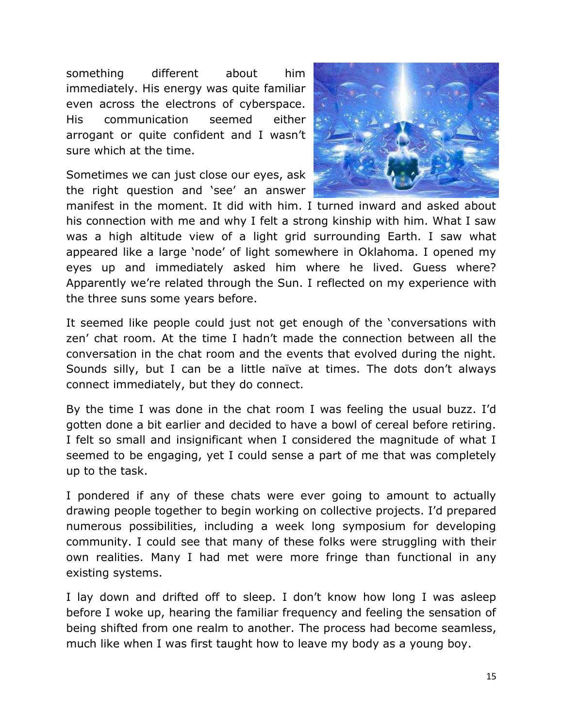something different about him immediately. His energy was quite familiar even across the electrons of cyberspace. His communication seemed either arrogant or quite confident and I wasn't sure which at the time.

Sometimes we can just close our eyes, ask the right question and 'see' an answer manifest in the moment. It did with him. I turned inward and asked about his connection with me and why I felt a strong kinship with him. What I saw was a high altitude view of a light grid surrounding Earth. I saw what appeared like a large 'node' of light somewhere in Oklahoma. I opened my eyes up and immediately asked him where he lived. Guess where? Apparently we're related through the Sun. I reflected on my experience with the three suns some years before.

It seemed like people could just not get enough of the 'conversations with zen' chat room. At the time I hadn't made the connection between all the conversation in the chat room and the events that evolved during the night. Sounds silly, but I can be a little naïve at times. The dots don't always connect immediately, but they do connect.

By the time I was done in the chat room I was feeling the usual buzz. I'd gotten done a bit earlier and decided to have a bowl of cereal before retiring. I felt so small and insignificant when I considered the magnitude of what I seemed to be engaging, yet I could sense a part of me that was completely up to the task.

I pondered if any of these chats were ever going to amount to actually drawing people together to begin working on collective projects. I'd prepared numerous possibilities, including a week long symposium for developing community. I could see that many of these folks were struggling with their own realities. Many I had met were more fringe than functional in any existing systems.

I lay down and drifted off to sleep. I don't know how long I was asleep before I woke up, hearing the familiar frequency and feeling the sensation of being shifted from one realm to another. The process had become seamless, much like when I was first taught how to leave my body as a young boy.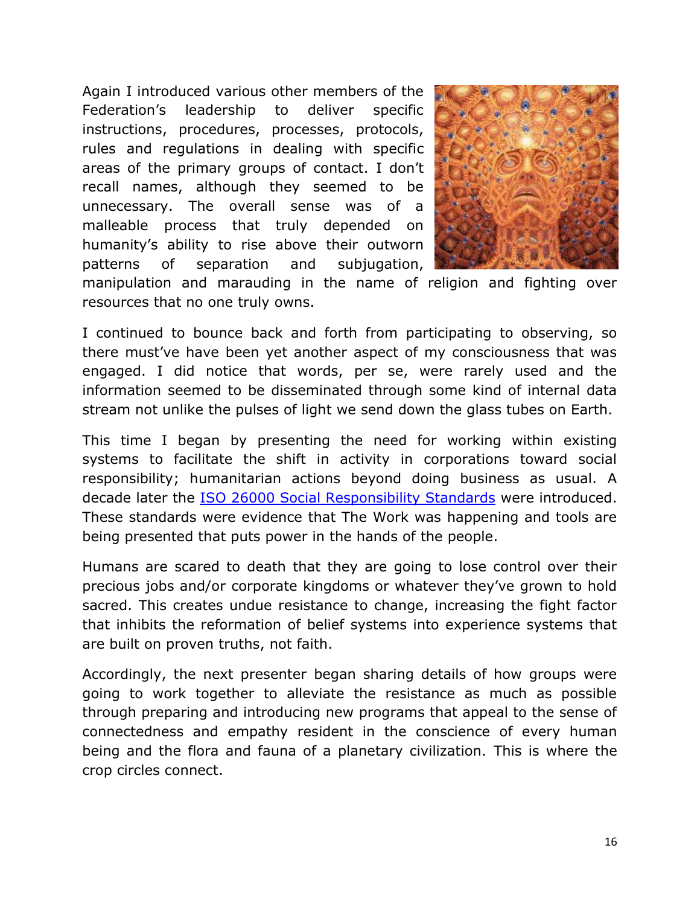Again I introduced various other members of the Federation's leadership to deliver specific instructions, procedures, processes, protocols, rules and regulations in dealing with specific areas of the primary groups of contact. I don't recall names, although they seemed to be unnecessary. The overall sense was of a malleable process that truly depended on humanity's ability to rise above their outworn patterns of separation and subjugation, manipulation and marauding in the name of religion and fighting over resources that no one truly owns.

I continued to bounce back and forth from participating to observing, so there must've have been yet another aspect of my consciousness that was engaged. I did notice that words, per se, were rarely used and the information seemed to be disseminated through some kind of internal data stream not unlike the pulses of light we send down the glass tubes on Earth.

This time I began by presenting the need for working within existing systems to facilitate the shift in activity in corporations toward social responsibility; humanitarian actions beyond doing business as usual. A decade later the ISO 26000 Social Responsibility Standards were introduced. These standards were evidence that The Work was happening and tools are being presented that puts power in the hands of the people.

Humans are scared to death that they are going to lose control over their precious jobs and/or corporate kingdoms or whatever they've grown to hold sacred. This creates undue resistance to change, increasing the fight factor that inhibits the reformation of belief systems into experience systems that are built on proven truths, not faith.

Accordingly, the next presenter began sharing details of how groups were going to work together to alleviate the resistance as much as possible through preparing and introducing new programs that appeal to the sense of connectedness and empathy resident in the conscience of every human being and the flora and fauna of a planetary civilization. This is where the crop circles connect.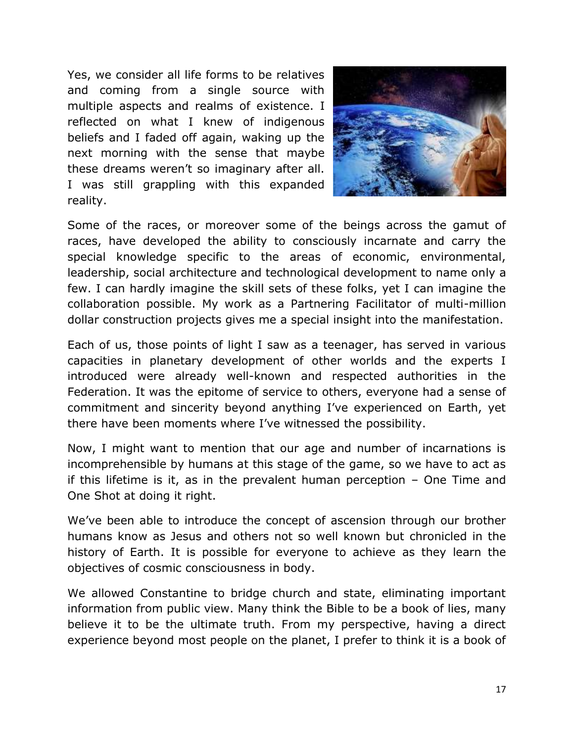Yes, we consider all life forms to be relatives and coming from a single source with multiple aspects and realms of existence. I reflected on what I knew of indigenous beliefs and I faded off again, waking up the next morning with the sense that maybe these dreams weren't so imaginary after all. I was still grappling with this expanded reality.

Some of the races, or moreover some of the beings across the gamut of races, have developed the ability to consciously incarnate and carry the special knowledge specific to the areas of economic, environmental, leadership, social architecture and technological development to name only a few. I can hardly imagine the skill sets of these folks, yet I can imagine the collaboration possible. My work as a Partnering Facilitator of multi-million dollar construction projects gives me a special insight into the manifestation.

Each of us, those points of light I saw as a teenager, has served in various capacities in planetary development of other worlds and the experts I introduced were already well-known and respected authorities in the Federation. It was the epitome of service to others, everyone had a sense of commitment and sincerity beyond anything I've experienced on Earth, yet there have been moments where I've witnessed the possibility.

Now, I might want to mention that our age and number of incarnations is incomprehensible by humans at this stage of the game, so we have to act as if this lifetime is it, as in the prevalent human perception – One Time and One Shot at doing it right.

We've been able to introduce the concept of ascension through our brother humans know as Jesus and others not so well known but chronicled in the history of Earth. It is possible for everyone to achieve as they learn the objectives of cosmic consciousness in body.

We allowed Constantine to bridge church and state, eliminating important information from public view. Many think the Bible to be a book of lies, many believe it to be the ultimate truth. From my perspective, having a direct experience beyond most people on the planet, I prefer to think it is a book of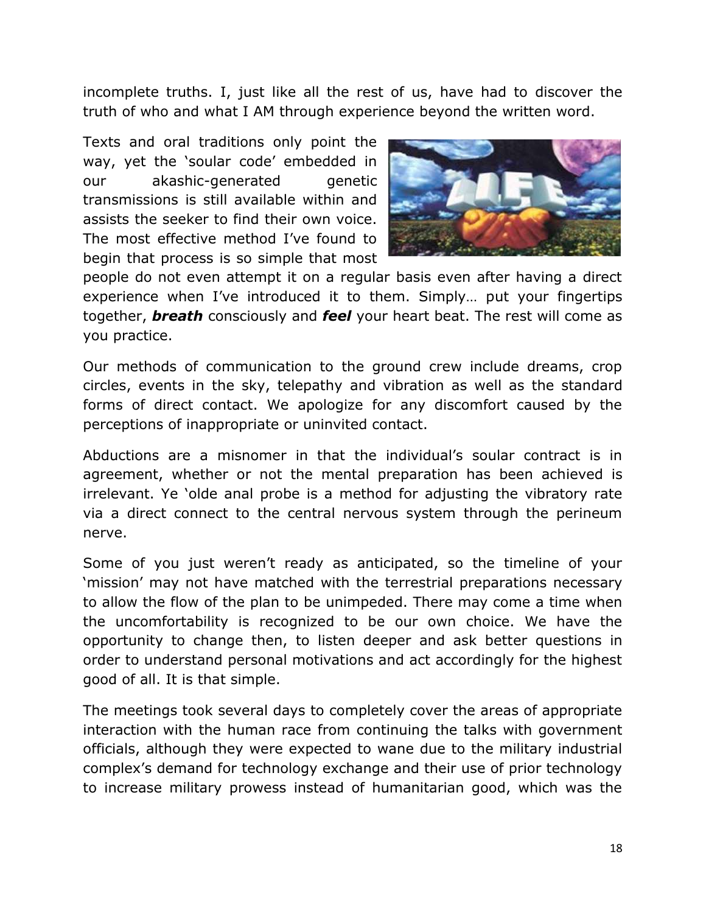incomplete truths. I, just like all the rest of us, have had to discover the truth of who and what I AM through experience beyond the written word.

Texts and oral traditions only point the way, yet the 'soular code' embedded in our akashic-generated genetic transmissions is still available within and assists the seeker to find their own voice. The most effective method I've found to begin that process is so simple that most people do not even attempt it on a regular basis even after having a direct experience when I've introduced it to them. Simply… put your fingertips together, ***breath*** consciously and ***feel*** your heart beat. The rest will come as you practice.

Our methods of communication to the ground crew include dreams, crop circles, events in the sky, telepathy and vibration as well as the standard forms of direct contact. We apologize for any discomfort caused by the perceptions of inappropriate or uninvited contact.

Abductions are a misnomer in that the individual's soular contract is in agreement, whether or not the mental preparation has been achieved is irrelevant. Ye 'olde anal probe is a method for adjusting the vibratory rate via a direct connect to the central nervous system through the perineum nerve.

Some of you just weren't ready as anticipated, so the timeline of your 'mission' may not have matched with the terrestrial preparations necessary to allow the flow of the plan to be unimpeded. There may come a time when the uncomfortability is recognized to be our own choice. We have the opportunity to change then, to listen deeper and ask better questions in order to understand personal motivations and act accordingly for the highest good of all. It is that simple.

The meetings took several days to completely cover the areas of appropriate interaction with the human race from continuing the talks with government officials, although they were expected to wane due to the military industrial complex's demand for technology exchange and their use of prior technology to increase military prowess instead of humanitarian good, which was the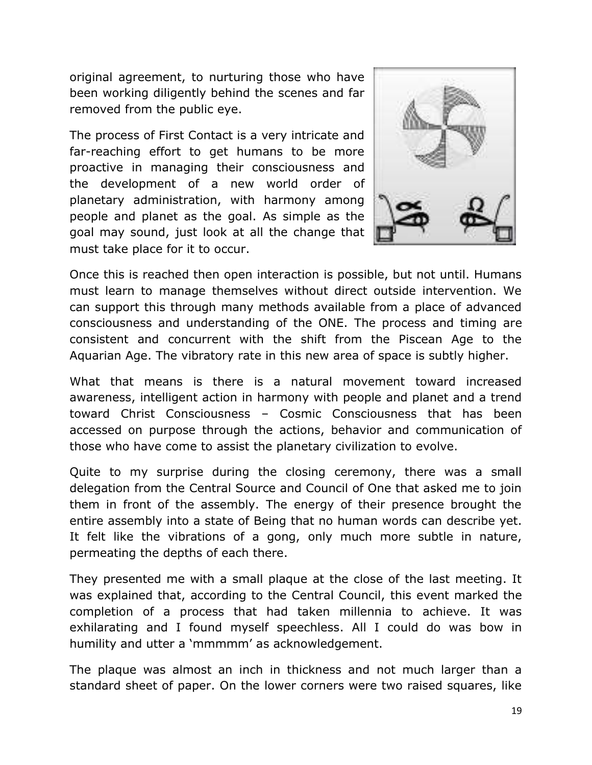original agreement, to nurturing those who have been working diligently behind the scenes and far removed from the public eye.

The process of First Contact is a very intricate and far-reaching effort to get humans to be more proactive in managing their consciousness and the development of a new world order of planetary administration, with harmony among people and planet as the goal. As simple as the goal may sound, just look at all the change that must take place for it to occur.

Once this is reached then open interaction is possible, but not until. Humans must learn to manage themselves without direct outside intervention. We can support this through many methods available from a place of advanced consciousness and understanding of the ONE. The process and timing are consistent and concurrent with the shift from the Piscean Age to the Aquarian Age. The vibratory rate in this new area of space is subtly higher.

What that means is there is a natural movement toward increased awareness, intelligent action in harmony with people and planet and a trend toward Christ Consciousness – Cosmic Consciousness that has been accessed on purpose through the actions, behavior and communication of those who have come to assist the planetary civilization to evolve.

Quite to my surprise during the closing ceremony, there was a small delegation from the Central Source and Council of One that asked me to join them in front of the assembly. The energy of their presence brought the entire assembly into a state of Being that no human words can describe yet. It felt like the vibrations of a gong, only much more subtle in nature, permeating the depths of each there.

They presented me with a small plaque at the close of the last meeting. It was explained that, according to the Central Council, this event marked the completion of a process that had taken millennia to achieve. It was exhilarating and I found myself speechless. All I could do was bow in humility and utter a 'mmmmm' as acknowledgement.

The plaque was almost an inch in thickness and not much larger than a standard sheet of paper. On the lower corners were two raised squares, like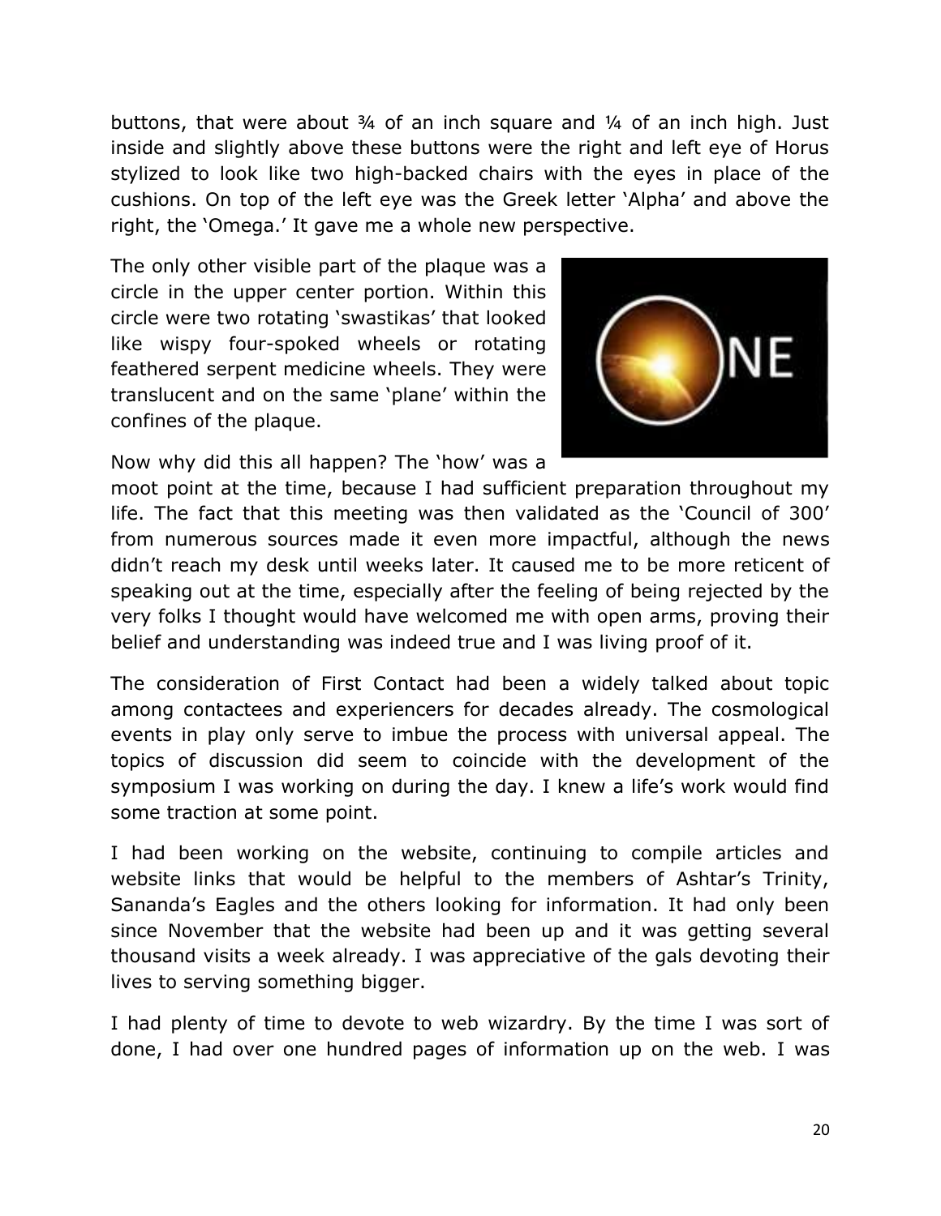buttons, that were about ¾ of an inch square and ¼ of an inch high. Just inside and slightly above these buttons were the right and left eye of Horus stylized to look like two high-backed chairs with the eyes in place of the cushions. On top of the left eye was the Greek letter 'Alpha' and above the right, the 'Omega.' It gave me a whole new perspective.

The only other visible part of the plaque was a circle in the upper center portion. Within this circle were two rotating 'swastikas' that looked like wispy four-spoked wheels or rotating feathered serpent medicine wheels. They were translucent and on the same 'plane' within the confines of the plaque.

Now why did this all happen? The 'how' was a moot point at the time, because I had sufficient preparation throughout my life. The fact that this meeting was then validated as the 'Council of 300' from numerous sources made it even more impactful, although the news didn't reach my desk until weeks later. It caused me to be more reticent of speaking out at the time, especially after the feeling of being rejected by the very folks I thought would have welcomed me with open arms, proving their belief and understanding was indeed true and I was living proof of it.

The consideration of First Contact had been a widely talked about topic among contactees and experiencers for decades already. The cosmological events in play only serve to imbue the process with universal appeal. The topics of discussion did seem to coincide with the development of the symposium I was working on during the day. I knew a life's work would find some traction at some point.

I had been working on the website, continuing to compile articles and website links that would be helpful to the members of Ashtar's Trinity, Sananda's Eagles and the others looking for information. It had only been since November that the website had been up and it was getting several thousand visits a week already. I was appreciative of the gals devoting their lives to serving something bigger.

I had plenty of time to devote to web wizardry. By the time I was sort of done, I had over one hundred pages of information up on the web. I was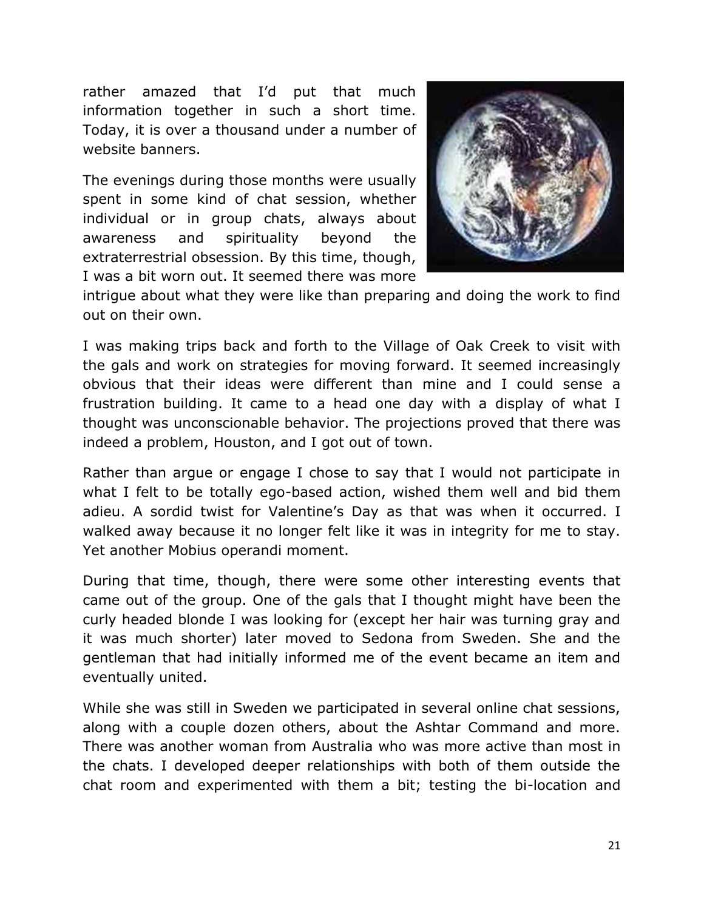rather amazed that I'd put that much information together in such a short time. Today, it is over a thousand under a number of website banners.

The evenings during those months were usually spent in some kind of chat session, whether individual or in group chats, always about awareness and spirituality beyond the extraterrestrial obsession. By this time, though, I was a bit worn out. It seemed there was more intrigue about what they were like than preparing and doing the work to find out on their own.

I was making trips back and forth to the Village of Oak Creek to visit with the gals and work on strategies for moving forward. It seemed increasingly obvious that their ideas were different than mine and I could sense a frustration building. It came to a head one day with a display of what I thought was unconscionable behavior. The projections proved that there was indeed a problem, Houston, and I got out of town.

Rather than argue or engage I chose to say that I would not participate in what I felt to be totally ego-based action, wished them well and bid them adieu. A sordid twist for Valentine's Day as that was when it occurred. I walked away because it no longer felt like it was in integrity for me to stay. Yet another Mobius operandi moment.

During that time, though, there were some other interesting events that came out of the group. One of the gals that I thought might have been the curly headed blonde I was looking for (except her hair was turning gray and it was much shorter) later moved to Sedona from Sweden. She and the gentleman that had initially informed me of the event became an item and eventually united.

While she was still in Sweden we participated in several online chat sessions, along with a couple dozen others, about the Ashtar Command and more. There was another woman from Australia who was more active than most in the chats. I developed deeper relationships with both of them outside the chat room and experimented with them a bit; testing the bi-location and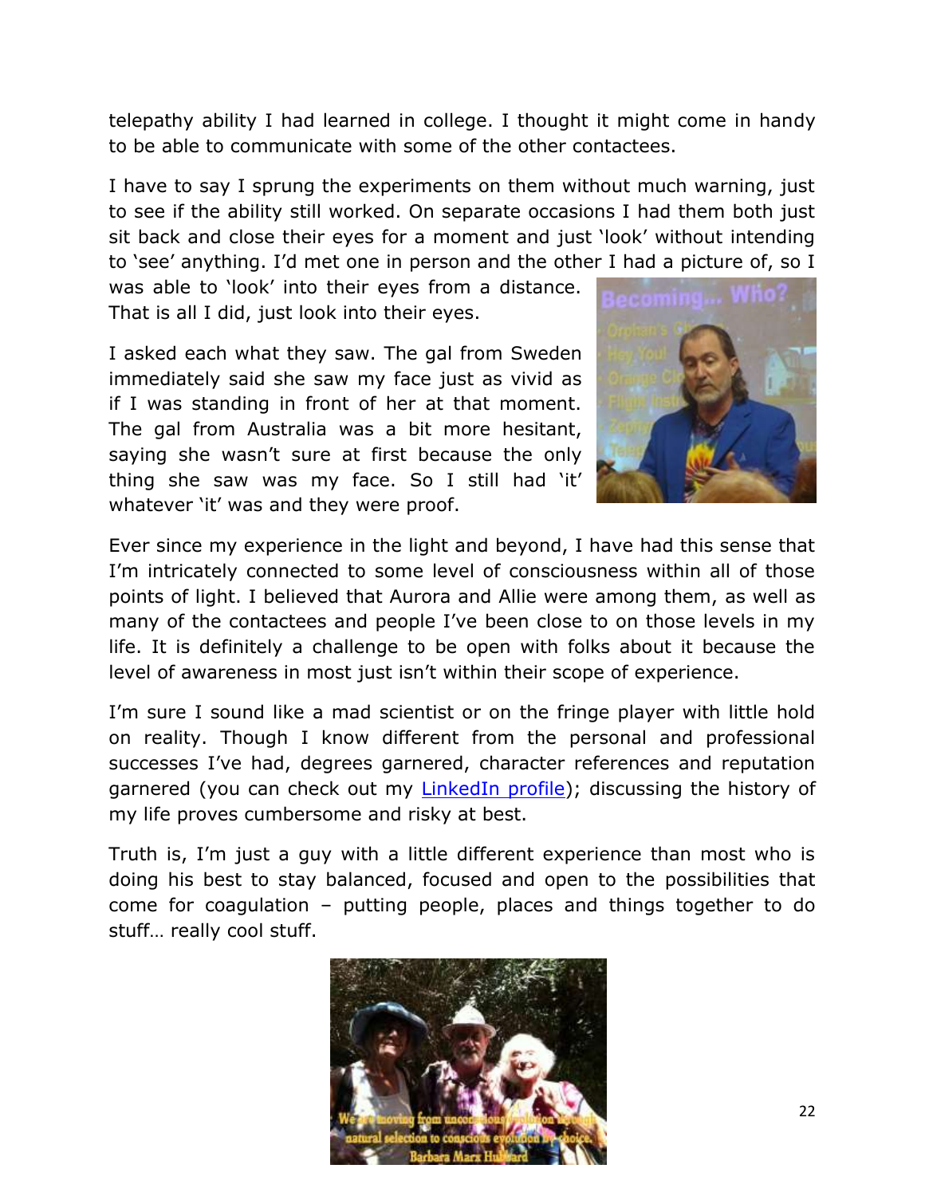telepathy ability I had learned in college. I thought it might come in handy to be able to communicate with some of the other contactees.

I have to say I sprung the experiments on them without much warning, just to see if the ability still worked. On separate occasions I had them both just sit back and close their eyes for a moment and just 'look' without intending to 'see' anything. I'd met one in person and the other I had a picture of, so I was able to 'look' into their eyes from a distance. That is all I did, just look into their eyes.

I asked each what they saw. The gal from Sweden immediately said she saw my face just as vivid as if I was standing in front of her at that moment. The gal from Australia was a bit more hesitant, saying she wasn't sure at first because the only thing she saw was my face. So I still had 'it' whatever 'it' was and they were proof.

Ever since my experience in the light and beyond, I have had this sense that I'm intricately connected to some level of consciousness within all of those points of light. I believed that Aurora and Allie were among them, as well as many of the contactees and people I've been close to on those levels in my life. It is definitely a challenge to be open with folks about it because the level of awareness in most just isn't within their scope of experience.

I'm sure I sound like a mad scientist or on the fringe player with little hold on reality. Though I know different from the personal and professional successes I've had, degrees garnered, character references and reputation garnered (you can check out my [LinkedIn profile](LinkedIn profile)); discussing the history of my life proves cumbersome and risky at best.

Truth is, I'm just a guy with a little different experience than most who is doing his best to stay balanced, focused and open to the possibilities that come for coagulation – putting people, places and things together to do stuff… really cool stuff.